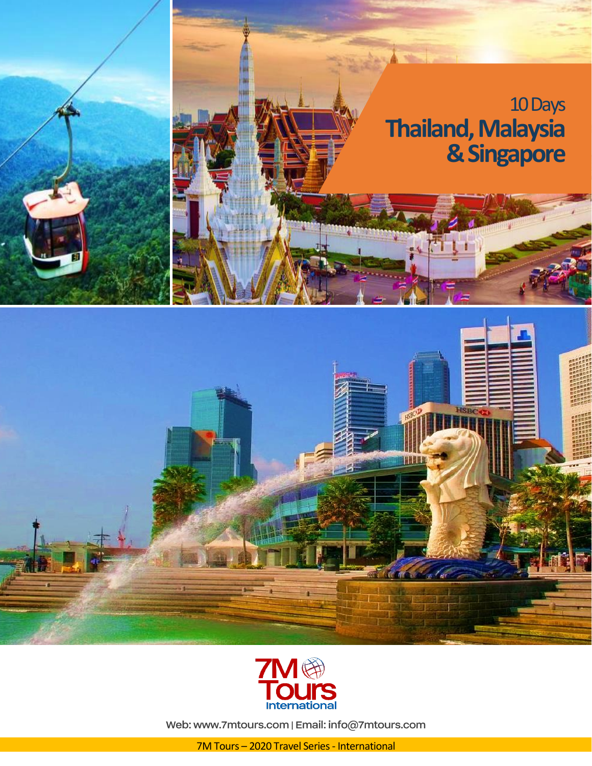10 Days

# Thailand, Malaysia & Singapore

7M Tours International

Web: www.7mtours.com | Email: info@7mtours.com

7M Tours – 2020 Travel Series - International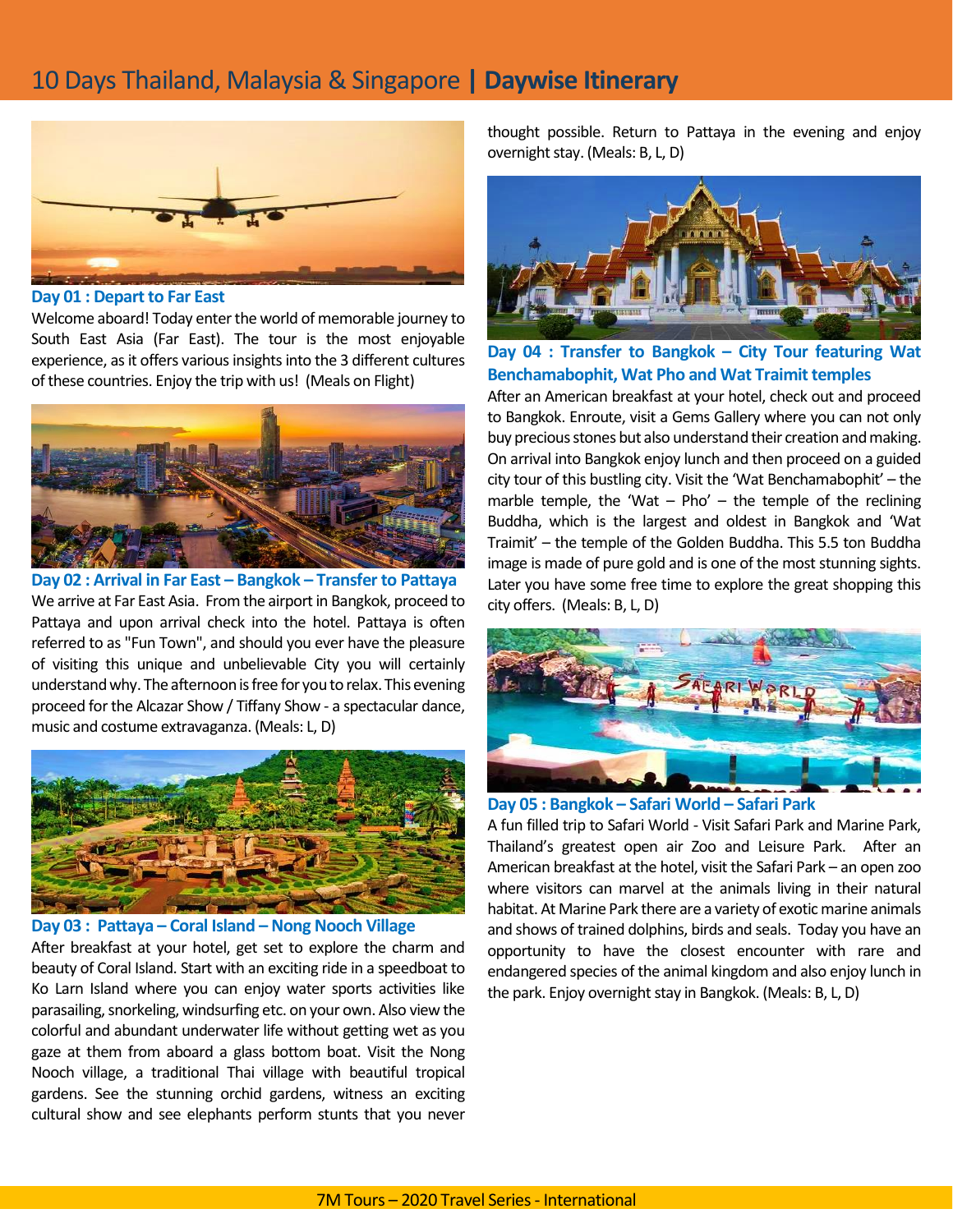# 10 Days Thailand, Malaysia & Singapore | **Daywise Itinerary**

### Day 01 : Depart to Far East

Welcome aboard! Today enter the world of memorable journey to South East Asia (Far East). The tour is the most enjoyable experience, as it offers various insights into the 3 different cultures of these countries. Enjoy the trip with us! (Meals on Flight)

### Day 02 : Arrival in Far East – Bangkok – Transfer to Pattaya

We arrive at Far East Asia. From the airport in Bangkok, proceed to Pattaya and upon arrival check into the hotel. Pattaya is often referred to as "Fun Town", and should you ever have the pleasure of visiting this unique and unbelievable City you will certainly understand why. The afternoon is free for you to relax. This evening proceed for the Alcazar Show / Tiffany Show - a spectacular dance, music and costume extravaganza. (Meals: L, D)

### Day 03 : Pattaya – Coral Island – Nong Nooch Village

After breakfast at your hotel, get set to explore the charm and beauty of Coral Island. Start with an exciting ride in a speedboat to Ko Larn Island where you can enjoy water sports activities like parasailing, snorkeling, windsurfing etc. on your own. Also view the colorful and abundant underwater life without getting wet as you gaze at them from aboard a glass bottom boat. Visit the Nong Nooch village, a traditional Thai village with beautiful tropical gardens. See the stunning orchid gardens, witness an exciting cultural show and see elephants perform stunts that you never thought possible. Return to Pattaya in the evening and enjoy overnight stay. (Meals: B, L, D)

### Day 04 : Transfer to Bangkok – City Tour featuring Wat Benchamabophit, Wat Pho and Wat Traimit temples

After an American breakfast at your hotel, check out and proceed to Bangkok. Enroute, visit a Gems Gallery where you can not only buy precious stones but also understand their creation and making. On arrival into Bangkok enjoy lunch and then proceed on a guided city tour of this bustling city. Visit the 'Wat Benchamabophit' – the marble temple, the 'Wat – Pho' – the temple of the reclining Buddha, which is the largest and oldest in Bangkok and 'Wat Traimit' – the temple of the Golden Buddha. This 5.5 ton Buddha image is made of pure gold and is one of the most stunning sights. Later you have some free time to explore the great shopping this city offers. (Meals: B, L, D)

### Day 05 : Bangkok – Safari World – Safari Park

A fun filled trip to Safari World - Visit Safari Park and Marine Park, Thailand's greatest open air Zoo and Leisure Park. After an American breakfast at the hotel, visit the Safari Park – an open zoo where visitors can marvel at the animals living in their natural habitat. At Marine Park there are a variety of exotic marine animals and shows of trained dolphins, birds and seals. Today you have an opportunity to have the closest encounter with rare and endangered species of the animal kingdom and also enjoy lunch in the park. Enjoy overnight stay in Bangkok. (Meals: B, L, D)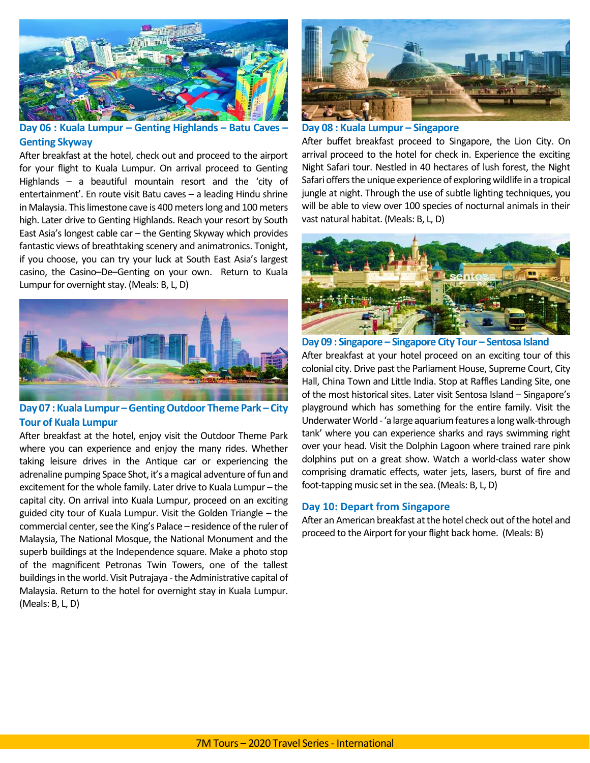## Day 06 : Kuala Lumpur – Genting Highlands – Batu Caves – Genting Skyway

After breakfast at the hotel, check out and proceed to the airport for your flight to Kuala Lumpur. On arrival proceed to Genting Highlands – a beautiful mountain resort and the 'city of entertainment'. En route visit Batu caves – a leading Hindu shrine in Malaysia. This limestone cave is 400 meters long and 100 meters high. Later drive to Genting Highlands. Reach your resort by South East Asia's longest cable car – the Genting Skyway which provides fantastic views of breathtaking scenery and animatronics. Tonight, if you choose, you can try your luck at South East Asia's largest casino, the Casino–De–Genting on your own. Return to Kuala Lumpur for overnight stay. (Meals: B, L, D)

## Day 07 : Kuala Lumpur – Genting Outdoor Theme Park – City Tour of Kuala Lumpur

After breakfast at the hotel, enjoy visit the Outdoor Theme Park where you can experience and enjoy the many rides. Whether taking leisure drives in the Antique car or experiencing the adrenaline pumping Space Shot, it's a magical adventure of fun and excitement for the whole family. Later drive to Kuala Lumpur – the capital city. On arrival into Kuala Lumpur, proceed on an exciting guided city tour of Kuala Lumpur. Visit the Golden Triangle – the commercial center, see the King's Palace – residence of the ruler of Malaysia, The National Mosque, the National Monument and the superb buildings at the Independence square. Make a photo stop of the magnificent Petronas Twin Towers, one of the tallest buildings in the world. Visit Putrajaya - the Administrative capital of Malaysia. Return to the hotel for overnight stay in Kuala Lumpur. (Meals: B, L, D)

## Day 08 : Kuala Lumpur – Singapore

After buffet breakfast proceed to Singapore, the Lion City. On arrival proceed to the hotel for check in. Experience the exciting Night Safari tour. Nestled in 40 hectares of lush forest, the Night Safari offers the unique experience of exploring wildlife in a tropical jungle at night. Through the use of subtle lighting techniques, you will be able to view over 100 species of nocturnal animals in their vast natural habitat. (Meals: B, L, D)

## Day 09 : Singapore – Singapore City Tour – Sentosa Island

After breakfast at your hotel proceed on an exciting tour of this colonial city. Drive past the Parliament House, Supreme Court, City Hall, China Town and Little India. Stop at Raffles Landing Site, one of the most historical sites. Later visit Sentosa Island – Singapore's playground which has something for the entire family. Visit the Underwater World - 'a large aquarium features a long walk-through tank' where you can experience sharks and rays swimming right over your head. Visit the Dolphin Lagoon where trained rare pink dolphins put on a great show. Watch a world-class water show comprising dramatic effects, water jets, lasers, burst of fire and foot-tapping music set in the sea. (Meals: B, L, D)

## Day 10: Depart from Singapore

After an American breakfast at the hotel check out of the hotel and proceed to the Airport for your flight back home. (Meals: B)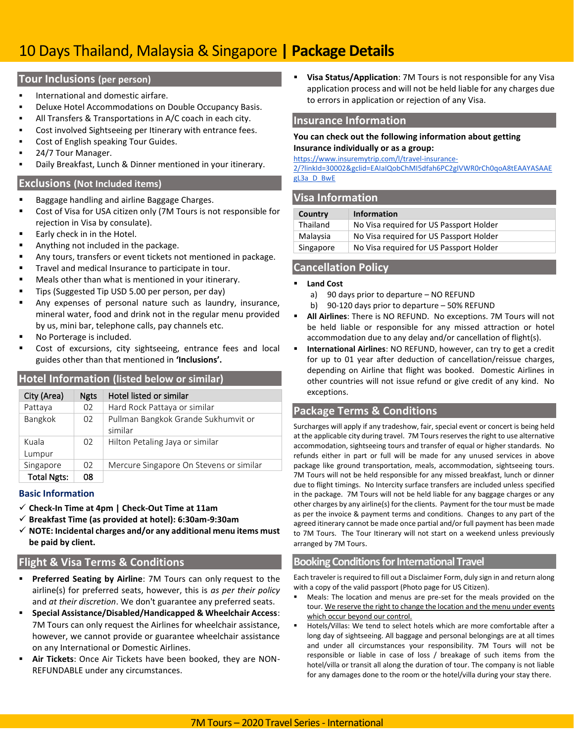# 10 Days Thailand, Malaysia & Singapore | **Package Details**

## Tour Inclusions (per person)

- International and domestic airfare.
- Deluxe Hotel Accommodations on Double Occupancy Basis.
- All Transfers & Transportations in A/C coach in each city.
- Cost involved Sightseeing per Itinerary with entrance fees.
- Cost of English speaking Tour Guides.
- 24/7 Tour Manager.
- Daily Breakfast, Lunch & Dinner mentioned in your itinerary.

## Exclusions (Not Included items)

- Baggage handling and airline Baggage Charges.
- Cost of Visa for USA citizen only (7M Tours is not responsible for rejection in Visa by consulate).
- Early check in in the Hotel.
- Anything not included in the package.
- Any tours, transfers or event tickets not mentioned in package.
- Travel and medical Insurance to participate in tour.
- Meals other than what is mentioned in your itinerary.
- Tips (Suggested Tip USD 5.00 per person, per day)
- Any expenses of personal nature such as laundry, insurance, mineral water, food and drink not in the regular menu provided by us, mini bar, telephone calls, pay channels etc.
- No Porterage is included.
- Cost of excursions, city sightseeing, entrance fees and local guides other than that mentioned in **'Inclusions'.**

## Hotel Information (listed below or similar)

| City (Area) | Ngts | Hotel listed or similar |
|---|---|---|
| Pattaya | 02 | Hard Rock Pattaya or similar |
| Bangkok | 02 | Pullman Bangkok Grande Sukhumvit or similar |
| Kuala Lumpur | 02 | Hilton Petaling Jaya or similar |
| Singapore | 02 | Mercure Singapore On Stevens or similar |
| Total Ngts: | 08 | |

### Basic Information

- ✓ **Check-In Time at 4pm | Check-Out Time at 11am**
- ✓ **Breakfast Time (as provided at hotel): 6:30am-9:30am**
- ✓ **NOTE: Incidental charges and/or any additional menu items must be paid by client.**

## Flight & Visa Terms & Conditions

- **Preferred Seating by Airline**: 7M Tours can only request to the airline(s) for preferred seats, however, this is *as per their policy* and *at their discretion*. We don't guarantee any preferred seats.
- **Special Assistance/Disabled/Handicapped & Wheelchair Access**: 7M Tours can only request the Airlines for wheelchair assistance, however, we cannot provide or guarantee wheelchair assistance on any International or Domestic Airlines.
- **Air Tickets**: Once Air Tickets have been booked, they are NON-REFUNDABLE under any circumstances.
- **Visa Status/Application**: 7M Tours is not responsible for any Visa application process and will not be held liable for any charges due to errors in application or rejection of any Visa.

## Insurance Information

**You can check out the following information about getting Insurance individually or as a group:**

https://www.insuremytrip.com/l/travel-insurance-2/?linkId=30002&gclid=EAIaIQobChMI5dfah6PC2gIVWR0rCh0qoA8tEAAYASAAEgL3a_D_BwE

## Visa Information

| Country | Information |
|---|---|
| Thailand | No Visa required for US Passport Holder |
| Malaysia | No Visa required for US Passport Holder |
| Singapore | No Visa required for US Passport Holder |

## Cancellation Policy

- **Land Cost**
  - a) 90 days prior to departure – NO REFUND
  - b) 90-120 days prior to departure – 50% REFUND
- **All Airlines**: There is NO REFUND. No exceptions. 7M Tours will not be held liable or responsible for any missed attraction or hotel accommodation due to any delay and/or cancellation of flight(s).
- **International Airlines**: NO REFUND, however, can try to get a credit for up to 01 year after deduction of cancellation/reissue charges, depending on Airline that flight was booked. Domestic Airlines in other countries will not issue refund or give credit of any kind. No exceptions.

## Package Terms & Conditions

Surcharges will apply if any tradeshow, fair, special event or concert is being held at the applicable city during travel. 7M Tours reserves the right to use alternative accommodation, sightseeing tours and transfer of equal or higher standards. No refunds either in part or full will be made for any unused services in above package like ground transportation, meals, accommodation, sightseeing tours. 7M Tours will not be held responsible for any missed breakfast, lunch or dinner due to flight timings. No Intercity surface transfers are included unless specified in the package. 7M Tours will not be held liable for any baggage charges or any other charges by any airline(s) for the clients. Payment for the tour must be made as per the invoice & payment terms and conditions. Changes to any part of the agreed itinerary cannot be made once partial and/or full payment has been made to 7M Tours. The Tour Itinerary will not start on a weekend unless previously arranged by 7M Tours.

## Booking Conditions for International Travel

Each traveler is required to fill out a Disclaimer Form, duly sign in and return along with a copy of the valid passport (Photo page for US Citizen).

- Meals: The location and menus are pre-set for the meals provided on the tour. We reserve the right to change the location and the menu under events which occur beyond our control.
- Hotels/Villas: We tend to select hotels which are more comfortable after a long day of sightseeing. All baggage and personal belongings are at all times and under all circumstances your responsibility. 7M Tours will not be responsible or liable in case of loss / breakage of such items from the hotel/villa or transit all along the duration of tour. The company is not liable for any damages done to the room or the hotel/villa during your stay there.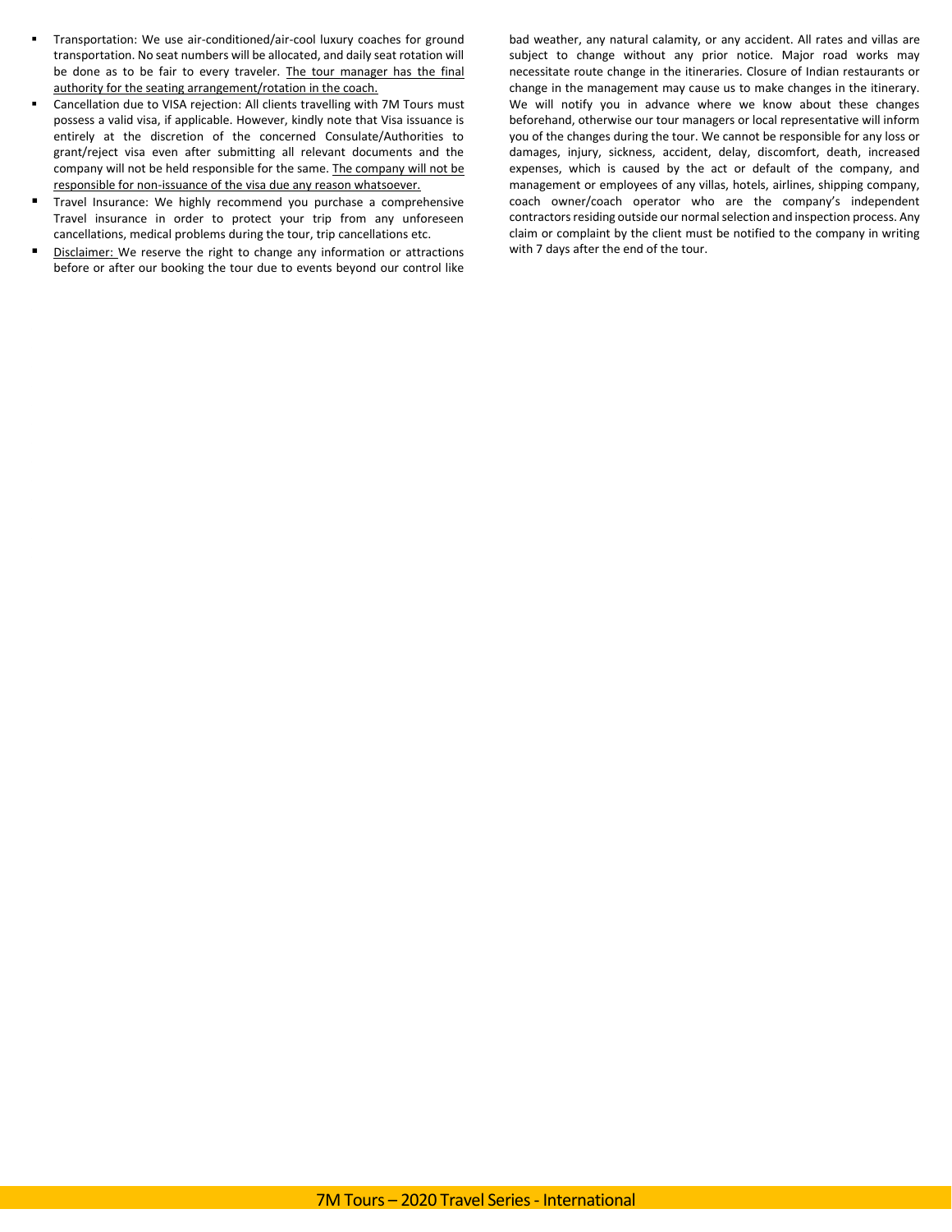- Transportation: We use air-conditioned/air-cool luxury coaches for ground transportation. No seat numbers will be allocated, and daily seat rotation will be done as to be fair to every traveler. <u>The tour manager has the final authority for the seating arrangement/rotation in the coach.</u>
- Cancellation due to VISA rejection: All clients travelling with 7M Tours must possess a valid visa, if applicable. However, kindly note that Visa issuance is entirely at the discretion of the concerned Consulate/Authorities to grant/reject visa even after submitting all relevant documents and the company will not be held responsible for the same. <u>The company will not be responsible for non-issuance of the visa due any reason whatsoever.</u>
- Travel Insurance: We highly recommend you purchase a comprehensive Travel insurance in order to protect your trip from any unforeseen cancellations, medical problems during the tour, trip cancellations etc.
- <u>Disclaimer:</u> We reserve the right to change any information or attractions before or after our booking the tour due to events beyond our control like bad weather, any natural calamity, or any accident. All rates and villas are subject to change without any prior notice. Major road works may necessitate route change in the itineraries. Closure of Indian restaurants or change in the management may cause us to make changes in the itinerary. We will notify you in advance where we know about these changes beforehand, otherwise our tour managers or local representative will inform you of the changes during the tour. We cannot be responsible for any loss or damages, injury, sickness, accident, delay, discomfort, death, increased expenses, which is caused by the act or default of the company, and management or employees of any villas, hotels, airlines, shipping company, coach owner/coach operator who are the company's independent contractors residing outside our normal selection and inspection process. Any claim or complaint by the client must be notified to the company in writing with 7 days after the end of the tour.